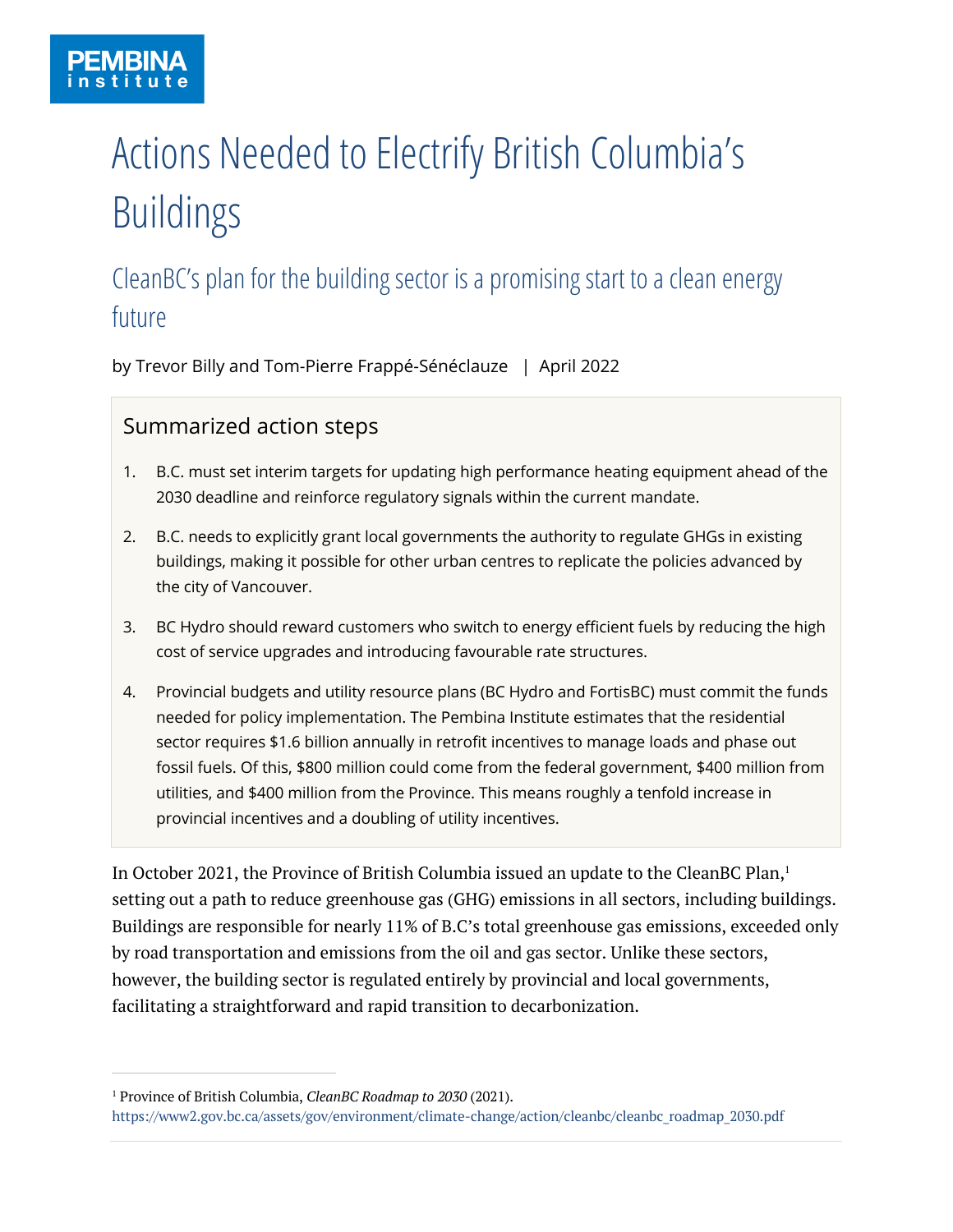# Actions Needed to Electrify British Columbia's Buildings

## CleanBC's plan for the building sector is a promising start to a clean energy future

by Trevor Billy and Tom-Pierre Frappé-Sénéclauze | April 2022

### Summarized action steps

1. B.C. must set interim targets for updating high performance heating equipment ahead of the 2030 deadline and reinforce regulatory signals within the current mandate.
2. B.C. needs to explicitly grant local governments the authority to regulate GHGs in existing buildings, making it possible for other urban centres to replicate the policies advanced by the city of Vancouver.
3. BC Hydro should reward customers who switch to energy efficient fuels by reducing the high cost of service upgrades and introducing favourable rate structures.
4. Provincial budgets and utility resource plans (BC Hydro and FortisBC) must commit the funds needed for policy implementation. The Pembina Institute estimates that the residential sector requires $1.6 billion annually in retrofit incentives to manage loads and phase out fossil fuels. Of this, $800 million could come from the federal government, $400 million from utilities, and $400 million from the Province. This means roughly a tenfold increase in provincial incentives and a doubling of utility incentives.

In October 2021, the Province of British Columbia issued an update to the CleanBC Plan,[1] setting out a path to reduce greenhouse gas (GHG) emissions in all sectors, including buildings. Buildings are responsible for nearly 11% of B.C's total greenhouse gas emissions, exceeded only by road transportation and emissions from the oil and gas sector. Unlike these sectors, however, the building sector is regulated entirely by provincial and local governments, facilitating a straightforward and rapid transition to decarbonization.

---

[1] Province of British Columbia, *CleanBC Roadmap to 2030* (2021). https://www2.gov.bc.ca/assets/gov/environment/climate-change/action/cleanbc/cleanbc_roadmap_2030.pdf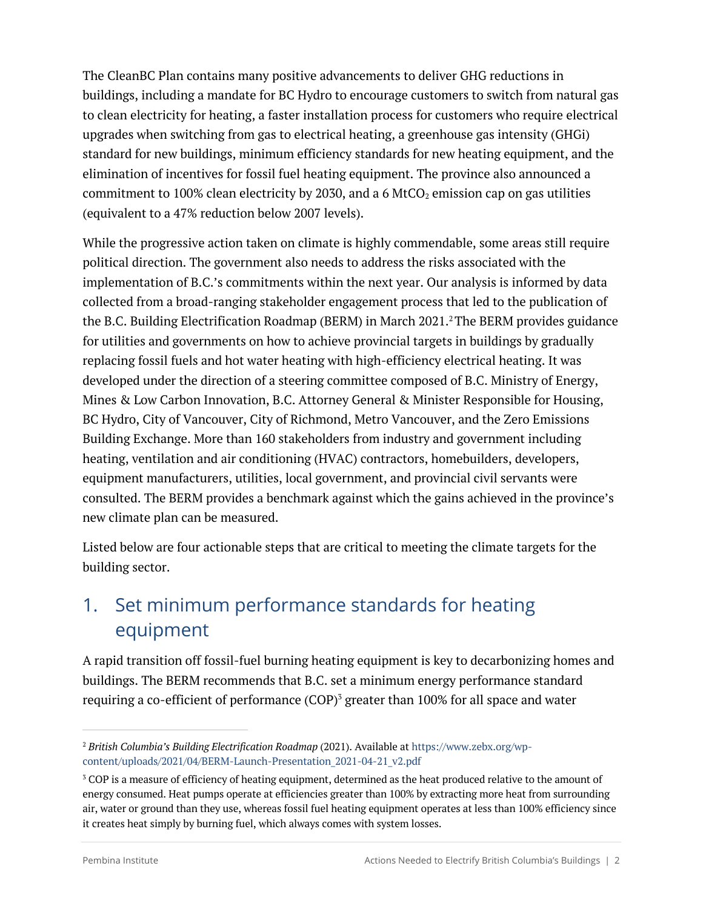The CleanBC Plan contains many positive advancements to deliver GHG reductions in buildings, including a mandate for BC Hydro to encourage customers to switch from natural gas to clean electricity for heating, a faster installation process for customers who require electrical upgrades when switching from gas to electrical heating, a greenhouse gas intensity (GHGi) standard for new buildings, minimum efficiency standards for new heating equipment, and the elimination of incentives for fossil fuel heating equipment. The province also announced a commitment to 100% clean electricity by 2030, and a 6 $MtCO_2$ emission cap on gas utilities (equivalent to a 47% reduction below 2007 levels).

While the progressive action taken on climate is highly commendable, some areas still require political direction. The government also needs to address the risks associated with the implementation of B.C.'s commitments within the next year. Our analysis is informed by data collected from a broad-ranging stakeholder engagement process that led to the publication of the B.C. Building Electrification Roadmap (BERM) in March 2021.[2] The BERM provides guidance for utilities and governments on how to achieve provincial targets in buildings by gradually replacing fossil fuels and hot water heating with high-efficiency electrical heating. It was developed under the direction of a steering committee composed of B.C. Ministry of Energy, Mines & Low Carbon Innovation, B.C. Attorney General & Minister Responsible for Housing, BC Hydro, City of Vancouver, City of Richmond, Metro Vancouver, and the Zero Emissions Building Exchange. More than 160 stakeholders from industry and government including heating, ventilation and air conditioning (HVAC) contractors, homebuilders, developers, equipment manufacturers, utilities, local government, and provincial civil servants were consulted. The BERM provides a benchmark against which the gains achieved in the province's new climate plan can be measured.

Listed below are four actionable steps that are critical to meeting the climate targets for the building sector.

## 1. Set minimum performance standards for heating equipment

A rapid transition off fossil-fuel burning heating equipment is key to decarbonizing homes and buildings. The BERM recommends that B.C. set a minimum energy performance standard requiring a co-efficient of performance (COP)[3] greater than 100% for all space and water

---

[2] *British Columbia's Building Electrification Roadmap* (2021). Available at https://www.zebx.org/wp-content/uploads/2021/04/BERM-Launch-Presentation_2021-04-21_v2.pdf

[3] COP is a measure of efficiency of heating equipment, determined as the heat produced relative to the amount of energy consumed. Heat pumps operate at efficiencies greater than 100% by extracting more heat from surrounding air, water or ground than they use, whereas fossil fuel heating equipment operates at less than 100% efficiency since it creates heat simply by burning fuel, which always comes with system losses.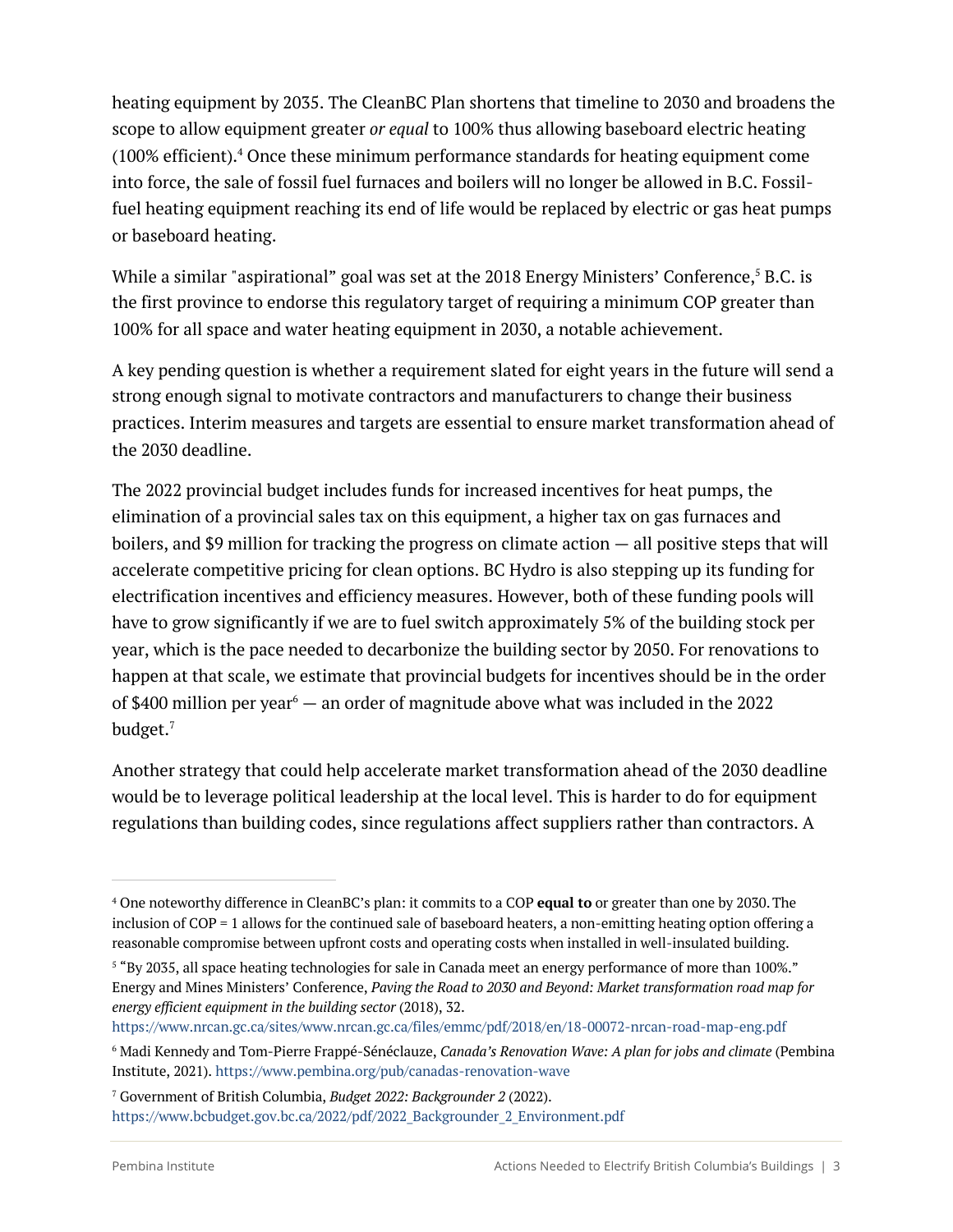heating equipment by 2035. The CleanBC Plan shortens that timeline to 2030 and broadens the scope to allow equipment greater *or equal* to 100% thus allowing baseboard electric heating (100% efficient).[4] Once these minimum performance standards for heating equipment come into force, the sale of fossil fuel furnaces and boilers will no longer be allowed in B.C. Fossil-fuel heating equipment reaching its end of life would be replaced by electric or gas heat pumps or baseboard heating.

While a similar "aspirational" goal was set at the 2018 Energy Ministers' Conference,[5] B.C. is the first province to endorse this regulatory target of requiring a minimum COP greater than 100% for all space and water heating equipment in 2030, a notable achievement.

A key pending question is whether a requirement slated for eight years in the future will send a strong enough signal to motivate contractors and manufacturers to change their business practices. Interim measures and targets are essential to ensure market transformation ahead of the 2030 deadline.

The 2022 provincial budget includes funds for increased incentives for heat pumps, the elimination of a provincial sales tax on this equipment, a higher tax on gas furnaces and boilers, and $9 million for tracking the progress on climate action — all positive steps that will accelerate competitive pricing for clean options. BC Hydro is also stepping up its funding for electrification incentives and efficiency measures. However, both of these funding pools will have to grow significantly if we are to fuel switch approximately 5% of the building stock per year, which is the pace needed to decarbonize the building sector by 2050. For renovations to happen at that scale, we estimate that provincial budgets for incentives should be in the order of $400 million per year[6] — an order of magnitude above what was included in the 2022 budget.[7]

Another strategy that could help accelerate market transformation ahead of the 2030 deadline would be to leverage political leadership at the local level. This is harder to do for equipment regulations than building codes, since regulations affect suppliers rather than contractors. A

---

[4] One noteworthy difference in CleanBC's plan: it commits to a COP **equal to** or greater than one by 2030. The inclusion of COP = 1 allows for the continued sale of baseboard heaters, a non-emitting heating option offering a reasonable compromise between upfront costs and operating costs when installed in well-insulated building.

[5] "By 2035, all space heating technologies for sale in Canada meet an energy performance of more than 100%." Energy and Mines Ministers' Conference, *Paving the Road to 2030 and Beyond: Market transformation road map for energy efficient equipment in the building sector* (2018), 32. https://www.nrcan.gc.ca/sites/www.nrcan.gc.ca/files/emmc/pdf/2018/en/18-00072-nrcan-road-map-eng.pdf

[6] Madi Kennedy and Tom-Pierre Frappé-Sénéclauze, *Canada's Renovation Wave: A plan for jobs and climate* (Pembina Institute, 2021). https://www.pembina.org/pub/canadas-renovation-wave

[7] Government of British Columbia, *Budget 2022: Backgrounder 2* (2022). https://www.bcbudget.gov.bc.ca/2022/pdf/2022_Backgrounder_2_Environment.pdf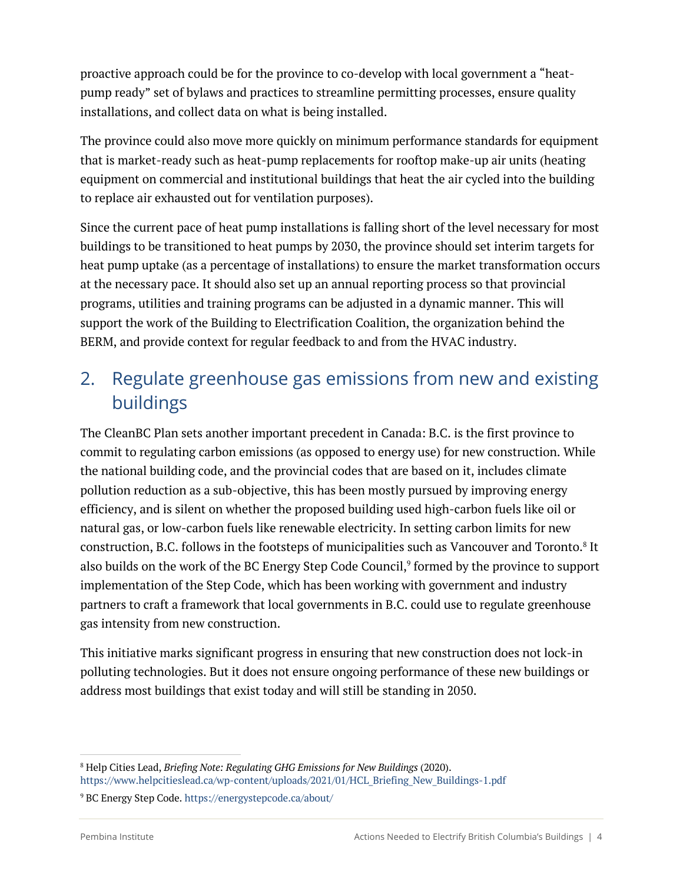proactive approach could be for the province to co-develop with local government a "heat-pump ready" set of bylaws and practices to streamline permitting processes, ensure quality installations, and collect data on what is being installed.

The province could also move more quickly on minimum performance standards for equipment that is market-ready such as heat-pump replacements for rooftop make-up air units (heating equipment on commercial and institutional buildings that heat the air cycled into the building to replace air exhausted out for ventilation purposes).

Since the current pace of heat pump installations is falling short of the level necessary for most buildings to be transitioned to heat pumps by 2030, the province should set interim targets for heat pump uptake (as a percentage of installations) to ensure the market transformation occurs at the necessary pace. It should also set up an annual reporting process so that provincial programs, utilities and training programs can be adjusted in a dynamic manner. This will support the work of the Building to Electrification Coalition, the organization behind the BERM, and provide context for regular feedback to and from the HVAC industry.

## 2. Regulate greenhouse gas emissions from new and existing buildings

The CleanBC Plan sets another important precedent in Canada: B.C. is the first province to commit to regulating carbon emissions (as opposed to energy use) for new construction. While the national building code, and the provincial codes that are based on it, includes climate pollution reduction as a sub-objective, this has been mostly pursued by improving energy efficiency, and is silent on whether the proposed building used high-carbon fuels like oil or natural gas, or low-carbon fuels like renewable electricity. In setting carbon limits for new construction, B.C. follows in the footsteps of municipalities such as Vancouver and Toronto.[8] It also builds on the work of the BC Energy Step Code Council,[9] formed by the province to support implementation of the Step Code, which has been working with government and industry partners to craft a framework that local governments in B.C. could use to regulate greenhouse gas intensity from new construction.

This initiative marks significant progress in ensuring that new construction does not lock-in polluting technologies. But it does not ensure ongoing performance of these new buildings or address most buildings that exist today and will still be standing in 2050.

---

[8] Help Cities Lead, *Briefing Note: Regulating GHG Emissions for New Buildings* (2020). https://www.helpcitieslead.ca/wp-content/uploads/2021/01/HCL_Briefing_New_Buildings-1.pdf

[9] BC Energy Step Code. https://energystepcode.ca/about/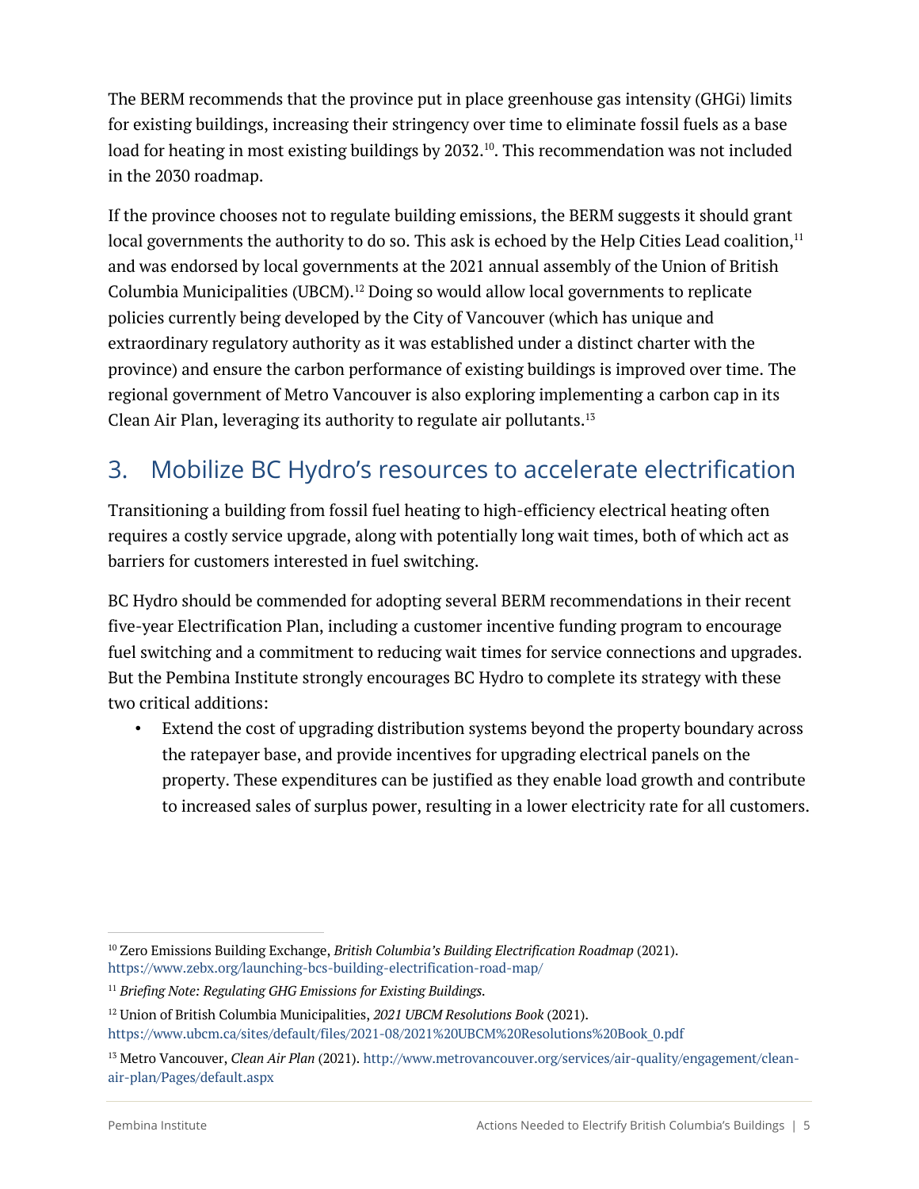The BERM recommends that the province put in place greenhouse gas intensity (GHGi) limits for existing buildings, increasing their stringency over time to eliminate fossil fuels as a base load for heating in most existing buildings by 2032.[10]. This recommendation was not included in the 2030 roadmap.

If the province chooses not to regulate building emissions, the BERM suggests it should grant local governments the authority to do so. This ask is echoed by the Help Cities Lead coalition,[11] and was endorsed by local governments at the 2021 annual assembly of the Union of British Columbia Municipalities (UBCM).[12] Doing so would allow local governments to replicate policies currently being developed by the City of Vancouver (which has unique and extraordinary regulatory authority as it was established under a distinct charter with the province) and ensure the carbon performance of existing buildings is improved over time. The regional government of Metro Vancouver is also exploring implementing a carbon cap in its Clean Air Plan, leveraging its authority to regulate air pollutants.[13]

## 3. Mobilize BC Hydro's resources to accelerate electrification

Transitioning a building from fossil fuel heating to high-efficiency electrical heating often requires a costly service upgrade, along with potentially long wait times, both of which act as barriers for customers interested in fuel switching.

BC Hydro should be commended for adopting several BERM recommendations in their recent five-year Electrification Plan, including a customer incentive funding program to encourage fuel switching and a commitment to reducing wait times for service connections and upgrades. But the Pembina Institute strongly encourages BC Hydro to complete its strategy with these two critical additions:

- Extend the cost of upgrading distribution systems beyond the property boundary across the ratepayer base, and provide incentives for upgrading electrical panels on the property. These expenditures can be justified as they enable load growth and contribute to increased sales of surplus power, resulting in a lower electricity rate for all customers.

---

[10] Zero Emissions Building Exchange, *British Columbia's Building Electrification Roadmap* (2021). https://www.zebx.org/launching-bcs-building-electrification-road-map/

[11] *Briefing Note: Regulating GHG Emissions for Existing Buildings.*

[12] Union of British Columbia Municipalities, *2021 UBCM Resolutions Book* (2021). https://www.ubcm.ca/sites/default/files/2021-08/2021%20UBCM%20Resolutions%20Book_0.pdf

[13] Metro Vancouver, *Clean Air Plan* (2021). http://www.metrovancouver.org/services/air-quality/engagement/clean-air-plan/Pages/default.aspx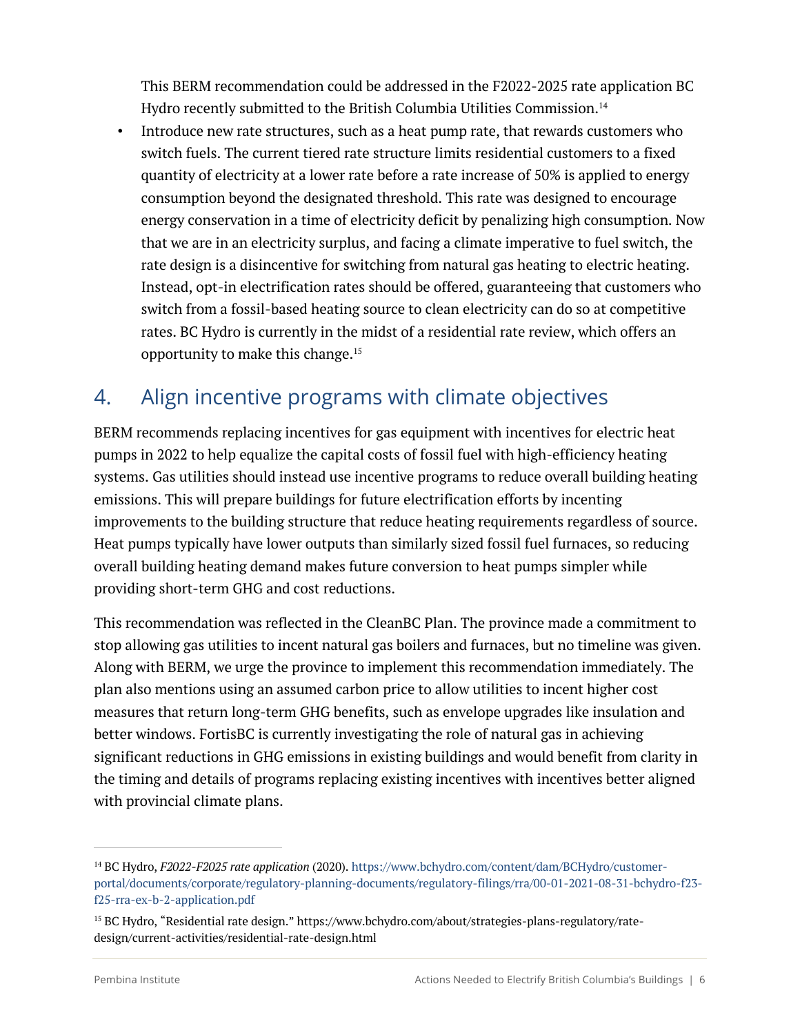This BERM recommendation could be addressed in the F2022-2025 rate application BC Hydro recently submitted to the British Columbia Utilities Commission.[14]

- Introduce new rate structures, such as a heat pump rate, that rewards customers who switch fuels. The current tiered rate structure limits residential customers to a fixed quantity of electricity at a lower rate before a rate increase of 50% is applied to energy consumption beyond the designated threshold. This rate was designed to encourage energy conservation in a time of electricity deficit by penalizing high consumption. Now that we are in an electricity surplus, and facing a climate imperative to fuel switch, the rate design is a disincentive for switching from natural gas heating to electric heating. Instead, opt-in electrification rates should be offered, guaranteeing that customers who switch from a fossil-based heating source to clean electricity can do so at competitive rates. BC Hydro is currently in the midst of a residential rate review, which offers an opportunity to make this change.[15]

## 4. Align incentive programs with climate objectives

BERM recommends replacing incentives for gas equipment with incentives for electric heat pumps in 2022 to help equalize the capital costs of fossil fuel with high-efficiency heating systems. Gas utilities should instead use incentive programs to reduce overall building heating emissions. This will prepare buildings for future electrification efforts by incenting improvements to the building structure that reduce heating requirements regardless of source. Heat pumps typically have lower outputs than similarly sized fossil fuel furnaces, so reducing overall building heating demand makes future conversion to heat pumps simpler while providing short-term GHG and cost reductions.

This recommendation was reflected in the CleanBC Plan. The province made a commitment to stop allowing gas utilities to incent natural gas boilers and furnaces, but no timeline was given. Along with BERM, we urge the province to implement this recommendation immediately. The plan also mentions using an assumed carbon price to allow utilities to incent higher cost measures that return long-term GHG benefits, such as envelope upgrades like insulation and better windows. FortisBC is currently investigating the role of natural gas in achieving significant reductions in GHG emissions in existing buildings and would benefit from clarity in the timing and details of programs replacing existing incentives with incentives better aligned with provincial climate plans.

---

[14] BC Hydro, *F2022-F2025 rate application* (2020). https://www.bchydro.com/content/dam/BCHydro/customer-portal/documents/corporate/regulatory-planning-documents/regulatory-filings/rra/00-01-2021-08-31-bchydro-f23-f25-rra-ex-b-2-application.pdf

[15] BC Hydro, "Residential rate design." https://www.bchydro.com/about/strategies-plans-regulatory/rate-design/current-activities/residential-rate-design.html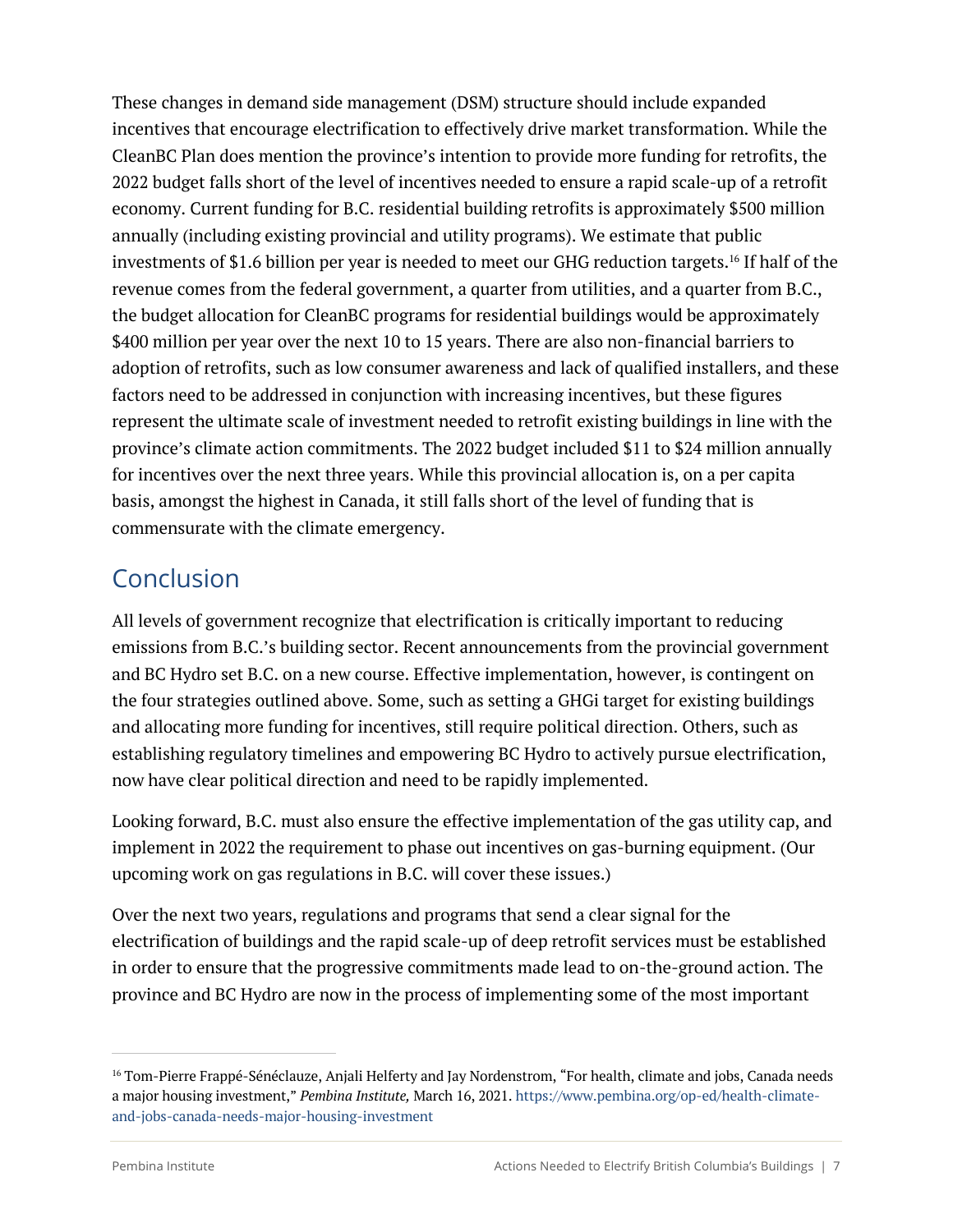These changes in demand side management (DSM) structure should include expanded incentives that encourage electrification to effectively drive market transformation. While the CleanBC Plan does mention the province's intention to provide more funding for retrofits, the 2022 budget falls short of the level of incentives needed to ensure a rapid scale-up of a retrofit economy. Current funding for B.C. residential building retrofits is approximately $500 million annually (including existing provincial and utility programs). We estimate that public investments of $1.6 billion per year is needed to meet our GHG reduction targets.[16] If half of the revenue comes from the federal government, a quarter from utilities, and a quarter from B.C., the budget allocation for CleanBC programs for residential buildings would be approximately $400 million per year over the next 10 to 15 years. There are also non-financial barriers to adoption of retrofits, such as low consumer awareness and lack of qualified installers, and these factors need to be addressed in conjunction with increasing incentives, but these figures represent the ultimate scale of investment needed to retrofit existing buildings in line with the province's climate action commitments. The 2022 budget included $11 to $24 million annually for incentives over the next three years. While this provincial allocation is, on a per capita basis, amongst the highest in Canada, it still falls short of the level of funding that is commensurate with the climate emergency.

## Conclusion

All levels of government recognize that electrification is critically important to reducing emissions from B.C.'s building sector. Recent announcements from the provincial government and BC Hydro set B.C. on a new course. Effective implementation, however, is contingent on the four strategies outlined above. Some, such as setting a GHGi target for existing buildings and allocating more funding for incentives, still require political direction. Others, such as establishing regulatory timelines and empowering BC Hydro to actively pursue electrification, now have clear political direction and need to be rapidly implemented.

Looking forward, B.C. must also ensure the effective implementation of the gas utility cap, and implement in 2022 the requirement to phase out incentives on gas-burning equipment. (Our upcoming work on gas regulations in B.C. will cover these issues.)

Over the next two years, regulations and programs that send a clear signal for the electrification of buildings and the rapid scale-up of deep retrofit services must be established in order to ensure that the progressive commitments made lead to on-the-ground action. The province and BC Hydro are now in the process of implementing some of the most important

---

[16] Tom-Pierre Frappé-Sénéclauze, Anjali Helferty and Jay Nordenstrom, "For health, climate and jobs, Canada needs a major housing investment," *Pembina Institute,* March 16, 2021. https://www.pembina.org/op-ed/health-climate-and-jobs-canada-needs-major-housing-investment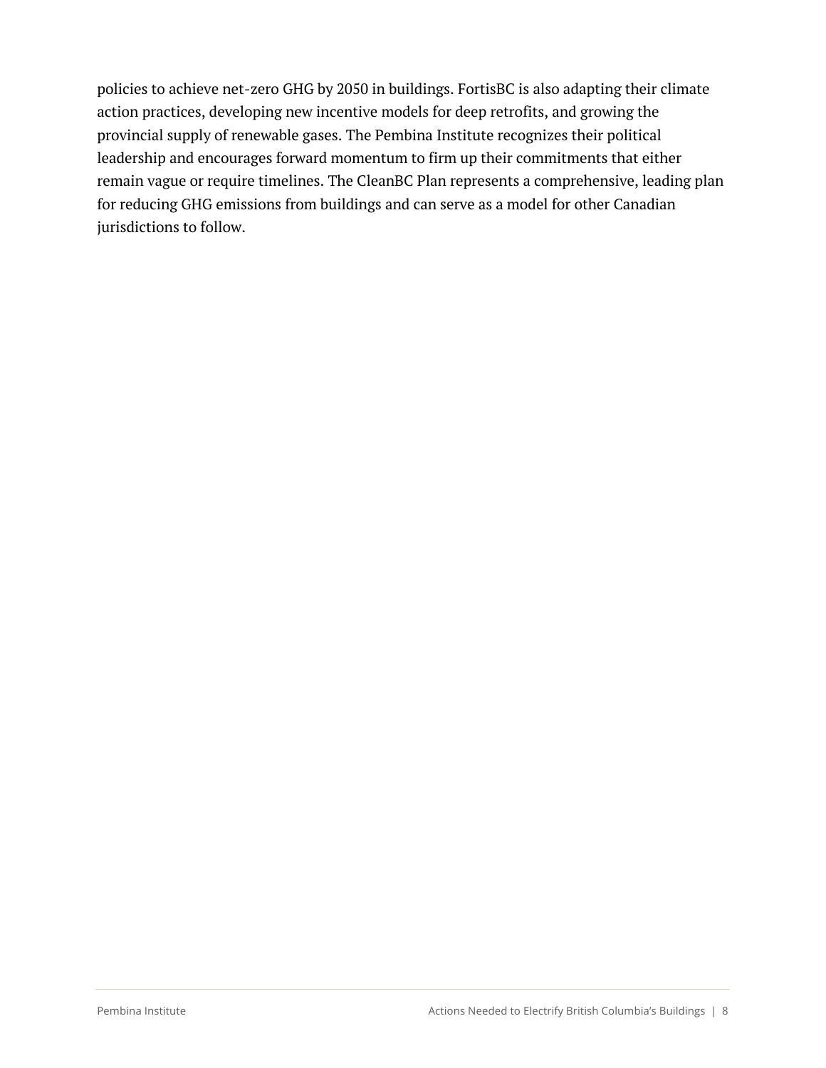policies to achieve net-zero GHG by 2050 in buildings. FortisBC is also adapting their climate action practices, developing new incentive models for deep retrofits, and growing the provincial supply of renewable gases. The Pembina Institute recognizes their political leadership and encourages forward momentum to firm up their commitments that either remain vague or require timelines. The CleanBC Plan represents a comprehensive, leading plan for reducing GHG emissions from buildings and can serve as a model for other Canadian jurisdictions to follow.